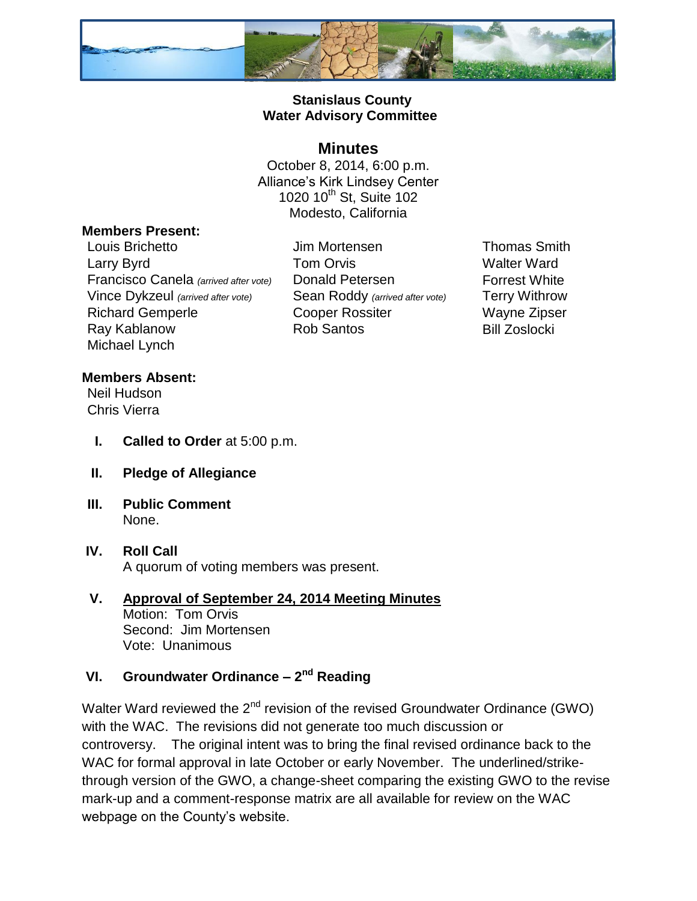**Stanislaus County**
**Water Advisory Committee**

# Minutes

October 8, 2014, 6:00 p.m.
Alliance's Kirk Lindsey Center
1020 10th St, Suite 102
Modesto, California

**Members Present:**

Louis Brichetto
Larry Byrd
Francisco Canela *(arrived after vote)*
Vince Dykzeul *(arrived after vote)*
Richard Gemperle
Ray Kablanow
Michael Lynch
Jim Mortensen
Tom Orvis
Donald Petersen
Sean Roddy *(arrived after vote)*
Cooper Rossiter
Rob Santos
Thomas Smith
Walter Ward
Forrest White
Terry Withrow
Wayne Zipser
Bill Zoslocki

**Members Absent:**

Neil Hudson
Chris Vierra

I. **Called to Order** at 5:00 p.m.

II. **Pledge of Allegiance**

III. **Public Comment**
None.

IV. **Roll Call**
A quorum of voting members was present.

V. **Approval of September 24, 2014 Meeting Minutes**
Motion: Tom Orvis
Second: Jim Mortensen
Vote: Unanimous

VI. **Groundwater Ordinance – 2nd Reading**

Walter Ward reviewed the 2nd revision of the revised Groundwater Ordinance (GWO) with the WAC. The revisions did not generate too much discussion or controversy. The original intent was to bring the final revised ordinance back to the WAC for formal approval in late October or early November. The underlined/strike-through version of the GWO, a change-sheet comparing the existing GWO to the revise mark-up and a comment-response matrix are all available for review on the WAC webpage on the County's website.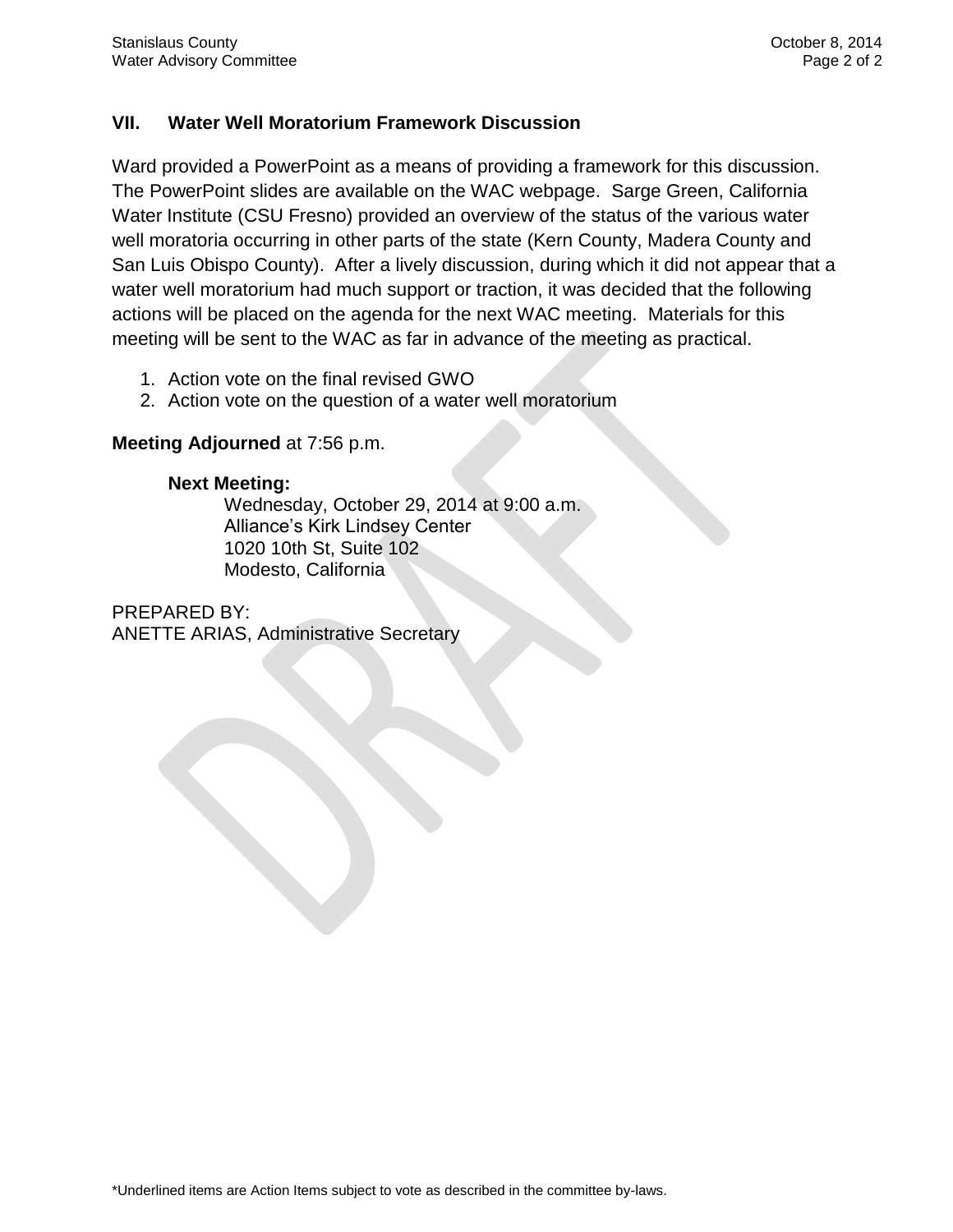## VII. Water Well Moratorium Framework Discussion

Ward provided a PowerPoint as a means of providing a framework for this discussion. The PowerPoint slides are available on the WAC webpage. Sarge Green, California Water Institute (CSU Fresno) provided an overview of the status of the various water well moratoria occurring in other parts of the state (Kern County, Madera County and San Luis Obispo County). After a lively discussion, during which it did not appear that a water well moratorium had much support or traction, it was decided that the following actions will be placed on the agenda for the next WAC meeting. Materials for this meeting will be sent to the WAC as far in advance of the meeting as practical.

1. Action vote on the final revised GWO
2. Action vote on the question of a water well moratorium

**Meeting Adjourned** at 7:56 p.m.

**Next Meeting:**
Wednesday, October 29, 2014 at 9:00 a.m.
Alliance's Kirk Lindsey Center
1020 10th St, Suite 102
Modesto, California

PREPARED BY:
ANETTE ARIAS, Administrative Secretary

*Underlined items are Action Items subject to vote as described in the committee by-laws.